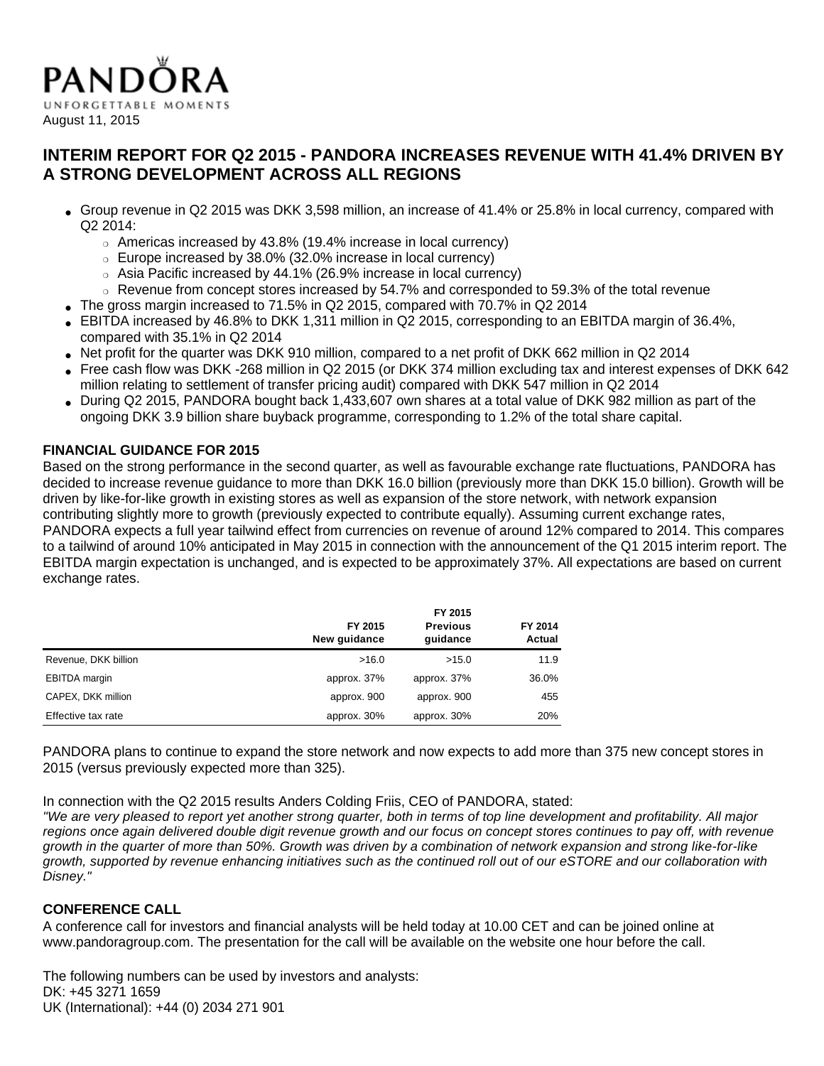PANDORA

UNFORGETTABLE MOMENTS

August 11, 2015

# INTERIM REPORT FOR Q2 2015 - PANDORA INCREASES REVENUE WITH 41.4% DRIVEN BY A STRONG DEVELOPMENT ACROSS ALL REGIONS

- Group revenue in Q2 2015 was DKK 3,598 million, an increase of 41.4% or 25.8% in local currency, compared with Q2 2014:
  - Americas increased by 43.8% (19.4% increase in local currency)
  - Europe increased by 38.0% (32.0% increase in local currency)
  - Asia Pacific increased by 44.1% (26.9% increase in local currency)
  - Revenue from concept stores increased by 54.7% and corresponded to 59.3% of the total revenue
- The gross margin increased to 71.5% in Q2 2015, compared with 70.7% in Q2 2014
- EBITDA increased by 46.8% to DKK 1,311 million in Q2 2015, corresponding to an EBITDA margin of 36.4%, compared with 35.1% in Q2 2014
- Net profit for the quarter was DKK 910 million, compared to a net profit of DKK 662 million in Q2 2014
- Free cash flow was DKK -268 million in Q2 2015 (or DKK 374 million excluding tax and interest expenses of DKK 642 million relating to settlement of transfer pricing audit) compared with DKK 547 million in Q2 2014
- During Q2 2015, PANDORA bought back 1,433,607 own shares at a total value of DKK 982 million as part of the ongoing DKK 3.9 billion share buyback programme, corresponding to 1.2% of the total share capital.

## FINANCIAL GUIDANCE FOR 2015

Based on the strong performance in the second quarter, as well as favourable exchange rate fluctuations, PANDORA has decided to increase revenue guidance to more than DKK 16.0 billion (previously more than DKK 15.0 billion). Growth will be driven by like-for-like growth in existing stores as well as expansion of the store network, with network expansion contributing slightly more to growth (previously expected to contribute equally). Assuming current exchange rates, PANDORA expects a full year tailwind effect from currencies on revenue of around 12% compared to 2014. This compares to a tailwind of around 10% anticipated in May 2015 in connection with the announcement of the Q1 2015 interim report. The EBITDA margin expectation is unchanged, and is expected to be approximately 37%. All expectations are based on current exchange rates.

| | FY 2015 New guidance | FY 2015 Previous guidance | FY 2014 Actual |
|---|---|---|---|
| Revenue, DKK billion | >16.0 | >15.0 | 11.9 |
| EBITDA margin | approx. 37% | approx. 37% | 36.0% |
| CAPEX, DKK million | approx. 900 | approx. 900 | 455 |
| Effective tax rate | approx. 30% | approx. 30% | 20% |

PANDORA plans to continue to expand the store network and now expects to add more than 375 new concept stores in 2015 (versus previously expected more than 325).

In connection with the Q2 2015 results Anders Colding Friis, CEO of PANDORA, stated:

*"We are very pleased to report yet another strong quarter, both in terms of top line development and profitability. All major regions once again delivered double digit revenue growth and our focus on concept stores continues to pay off, with revenue growth in the quarter of more than 50%. Growth was driven by a combination of network expansion and strong like-for-like growth, supported by revenue enhancing initiatives such as the continued roll out of our eSTORE and our collaboration with Disney."*

## CONFERENCE CALL

A conference call for investors and financial analysts will be held today at 10.00 CET and can be joined online at www.pandoragroup.com. The presentation for the call will be available on the website one hour before the call.

The following numbers can be used by investors and analysts:
DK: +45 3271 1659
UK (International): +44 (0) 2034 271 901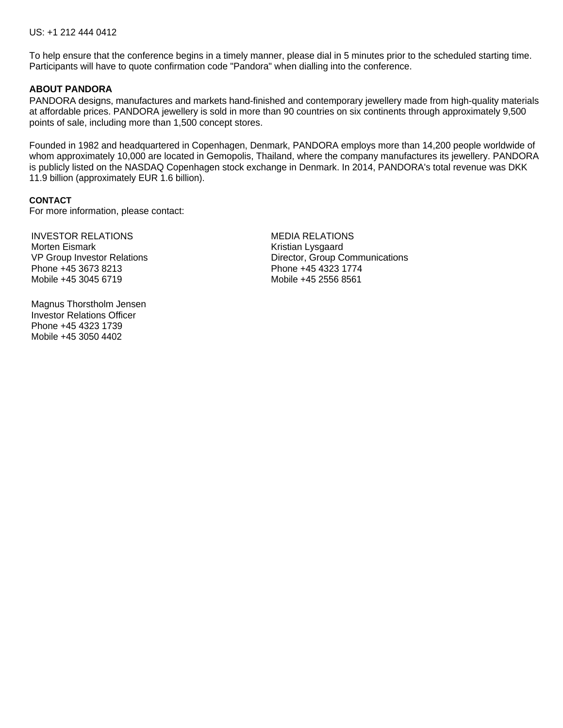US: +1 212 444 0412

To help ensure that the conference begins in a timely manner, please dial in 5 minutes prior to the scheduled starting time. Participants will have to quote confirmation code "Pandora" when dialling into the conference.

**ABOUT PANDORA**

PANDORA designs, manufactures and markets hand-finished and contemporary jewellery made from high-quality materials at affordable prices. PANDORA jewellery is sold in more than 90 countries on six continents through approximately 9,500 points of sale, including more than 1,500 concept stores.

Founded in 1982 and headquartered in Copenhagen, Denmark, PANDORA employs more than 14,200 people worldwide of whom approximately 10,000 are located in Gemopolis, Thailand, where the company manufactures its jewellery. PANDORA is publicly listed on the NASDAQ Copenhagen stock exchange in Denmark. In 2014, PANDORA's total revenue was DKK 11.9 billion (approximately EUR 1.6 billion).

**CONTACT**

For more information, please contact:

INVESTOR RELATIONS
Morten Eismark
VP Group Investor Relations
Phone +45 3673 8213
Mobile +45 3045 6719

Magnus Thorstholm Jensen
Investor Relations Officer
Phone +45 4323 1739
Mobile +45 3050 4402

MEDIA RELATIONS
Kristian Lysgaard
Director, Group Communications
Phone +45 4323 1774
Mobile +45 2556 8561